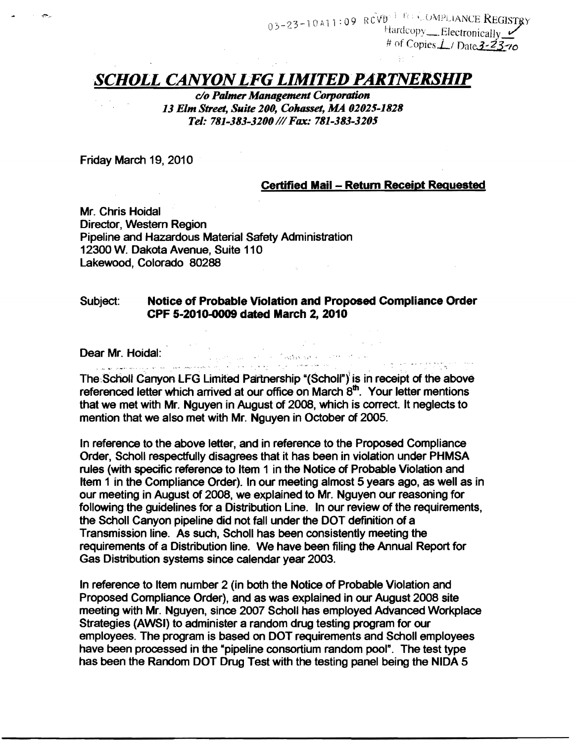03-23-10A11:09 RCVD PHMSA COMPLIANCE REGISTRY
Hardcopy___ Electronically ✓
# of Copies 1 / Date 3-23-10

# *SCHOLL CANYON LFG LIMITED PARTNERSHIP*

*c/o Palmer Management Corporation*
*13 Elm Street, Suite 200, Cohasset, MA 02025-1828*
*Tel: 781-383-3200 /// Fax: 781-383-3205*

Friday March 19, 2010

**Certified Mail – Return Receipt Requested**

Mr. Chris Hoidal
Director, Western Region
Pipeline and Hazardous Material Safety Administration
12300 W. Dakota Avenue, Suite 110
Lakewood, Colorado 80288

Subject: **Notice of Probable Violation and Proposed Compliance Order CPF 5-2010-0009 dated March 2, 2010**

Dear Mr. Hoidal:

The Scholl Canyon LFG Limited Partnership "(Scholl") is in receipt of the above referenced letter which arrived at our office on March 8th. Your letter mentions that we met with Mr. Nguyen in August of 2008, which is correct. It neglects to mention that we also met with Mr. Nguyen in October of 2005.

In reference to the above letter, and in reference to the Proposed Compliance Order, Scholl respectfully disagrees that it has been in violation under PHMSA rules (with specific reference to Item 1 in the Notice of Probable Violation and Item 1 in the Compliance Order). In our meeting almost 5 years ago, as well as in our meeting in August of 2008, we explained to Mr. Nguyen our reasoning for following the guidelines for a Distribution Line. In our review of the requirements, the Scholl Canyon pipeline did not fall under the DOT definition of a Transmission line. As such, Scholl has been consistently meeting the requirements of a Distribution line. We have been filing the Annual Report for Gas Distribution systems since calendar year 2003.

In reference to Item number 2 (in both the Notice of Probable Violation and Proposed Compliance Order), and as was explained in our August 2008 site meeting with Mr. Nguyen, since 2007 Scholl has employed Advanced Workplace Strategies (AWSI) to administer a random drug testing program for our employees. The program is based on DOT requirements and Scholl employees have been processed in the "pipeline consortium random pool". The test type has been the Random DOT Drug Test with the testing panel being the NIDA 5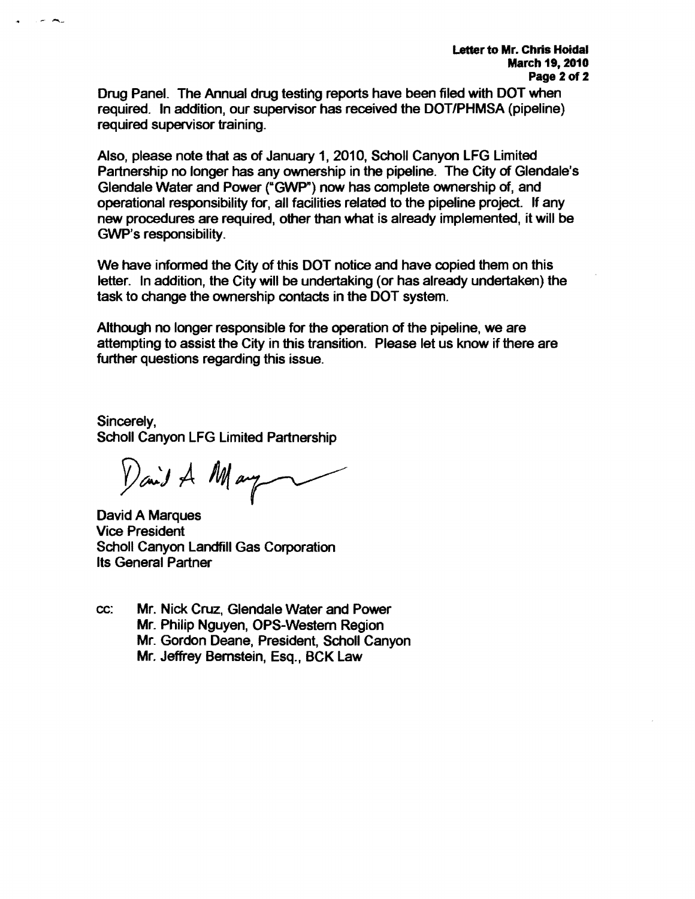Drug Panel. The Annual drug testing reports have been filed with DOT when required. In addition, our supervisor has received the DOT/PHMSA (pipeline) required supervisor training.

Also, please note that as of January 1, 2010, Scholl Canyon LFG Limited Partnership no longer has any ownership in the pipeline. The City of Glendale's Glendale Water and Power ("GWP") now has complete ownership of, and operational responsibility for, all facilities related to the pipeline project. If any new procedures are required, other than what is already implemented, it will be GWP's responsibility.

We have informed the City of this DOT notice and have copied them on this letter. In addition, the City will be undertaking (or has already undertaken) the task to change the ownership contacts in the DOT system.

Although no longer responsible for the operation of the pipeline, we are attempting to assist the City in this transition. Please let us know if there are further questions regarding this issue.

Sincerely,
Scholl Canyon LFG Limited Partnership

David A Marques
Vice President
Scholl Canyon Landfill Gas Corporation
Its General Partner

cc: Mr. Nick Cruz, Glendale Water and Power
Mr. Philip Nguyen, OPS-Western Region
Mr. Gordon Deane, President, Scholl Canyon
Mr. Jeffrey Bernstein, Esq., BCK Law